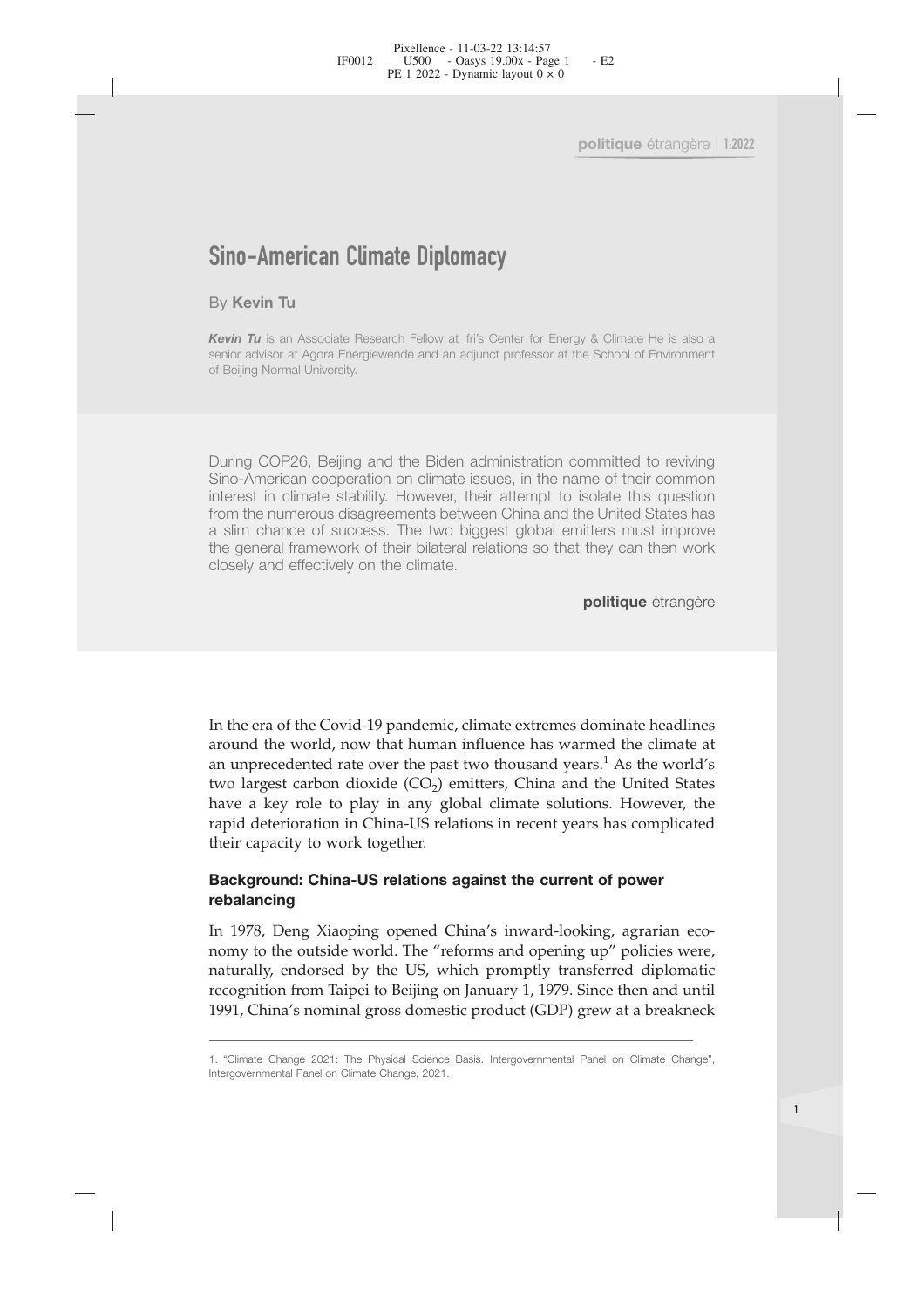# Sino-American Climate Diplomacy

By **Kevin Tu**

***Kevin Tu*** is an Associate Research Fellow at Ifri's Center for Energy & Climate He is also a senior advisor at Agora Energiewende and an adjunct professor at the School of Environment of Beijing Normal University.

During COP26, Beijing and the Biden administration committed to reviving Sino-American cooperation on climate issues, in the name of their common interest in climate stability. However, their attempt to isolate this question from the numerous disagreements between China and the United States has a slim chance of success. The two biggest global emitters must improve the general framework of their bilateral relations so that they can then work closely and effectively on the climate.

**politique** étrangère

In the era of the Covid-19 pandemic, climate extremes dominate headlines around the world, now that human influence has warmed the climate at an unprecedented rate over the past two thousand years.[1] As the world's two largest carbon dioxide ($CO_2$) emitters, China and the United States have a key role to play in any global climate solutions. However, the rapid deterioration in China-US relations in recent years has complicated their capacity to work together.

### Background: China-US relations against the current of power rebalancing

In 1978, Deng Xiaoping opened China's inward-looking, agrarian economy to the outside world. The "reforms and opening up" policies were, naturally, endorsed by the US, which promptly transferred diplomatic recognition from Taipei to Beijing on January 1, 1979. Since then and until 1991, China's nominal gross domestic product (GDP) grew at a breakneck

1. "Climate Change 2021: The Physical Science Basis. Intergovernmental Panel on Climate Change", Intergovernmental Panel on Climate Change, 2021.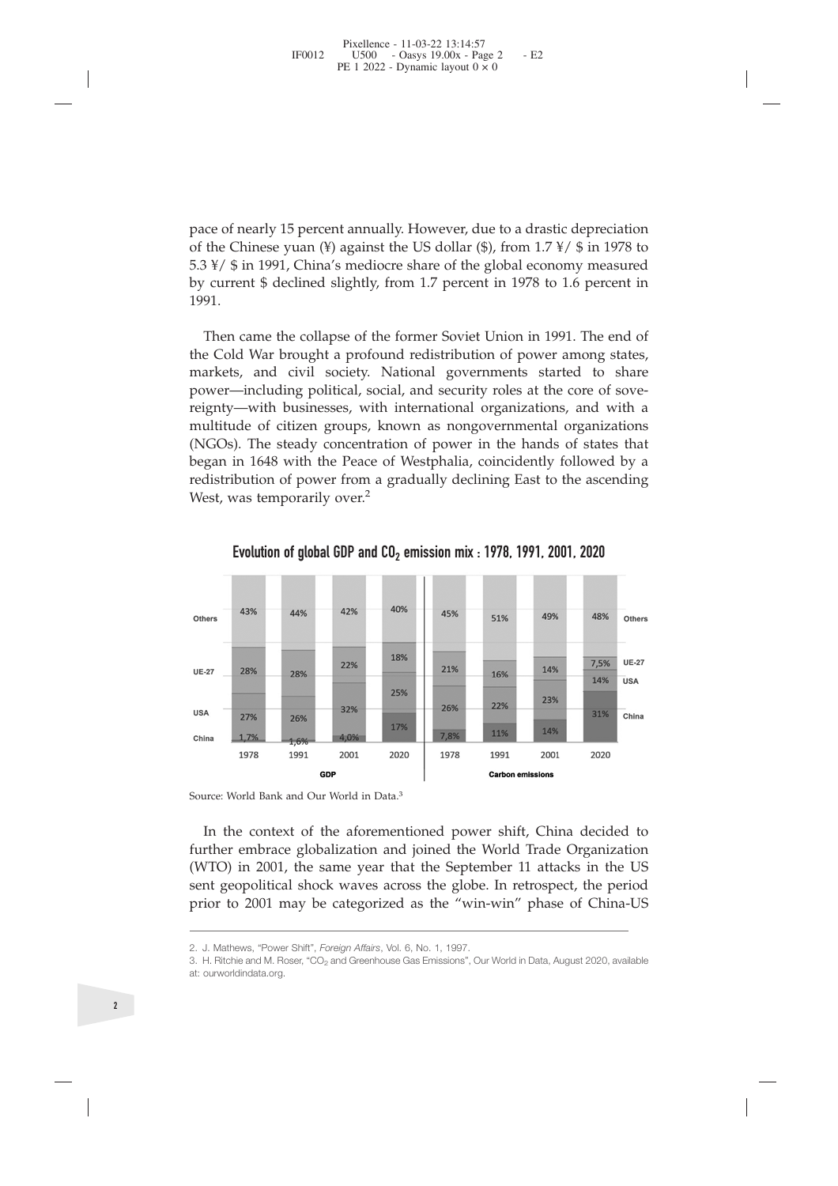pace of nearly 15 percent annually. However, due to a drastic depreciation of the Chinese yuan (¥) against the US dollar ($), from 1.7 ¥/ $ in 1978 to 5.3 ¥/ $ in 1991, China's mediocre share of the global economy measured by current $ declined slightly, from 1.7 percent in 1978 to 1.6 percent in 1991.

Then came the collapse of the former Soviet Union in 1991. The end of the Cold War brought a profound redistribution of power among states, markets, and civil society. National governments started to share power—including political, social, and security roles at the core of sovereignty—with businesses, with international organizations, and with a multitude of citizen groups, known as nongovernmental organizations (NGOs). The steady concentration of power in the hands of states that began in 1648 with the Peace of Westphalia, coincidently followed by a redistribution of power from a gradually declining East to the ascending West, was temporarily over.[2]

**Evolution of global GDP and $CO_2$ emission mix : 1978, 1991, 2001, 2020**

| | GDP 1978 | GDP 1991 | GDP 2001 | GDP 2020 | Carbon emissions 1978 | Carbon emissions 1991 | Carbon emissions 2001 | Carbon emissions 2020 |
|---|---|---|---|---|---|---|---|---|
| Others | 43% | 44% | 42% | 40% | 45% | 51% | 49% | 48% |
| UE-27 | 28% | 28% | 22% | 18% | 21% | 16% | 14% | 7,5% |
| USA | 27% | 26% | 32% | 25% | 26% | 22% | 23% | 14% |
| China | 1,7% | 1,6% | 4,0% | 17% | 7,8% | 11% | 14% | 31% |

Source: World Bank and Our World in Data.[3]

In the context of the aforementioned power shift, China decided to further embrace globalization and joined the World Trade Organization (WTO) in 2001, the same year that the September 11 attacks in the US sent geopolitical shock waves across the globe. In retrospect, the period prior to 2001 may be categorized as the "win-win" phase of China-US

2. J. Mathews, "Power Shift", *Foreign Affairs*, Vol. 6, No. 1, 1997.

3. H. Ritchie and M. Roser, "$CO_2$ and Greenhouse Gas Emissions", Our World in Data, August 2020, available at: ourworldindata.org.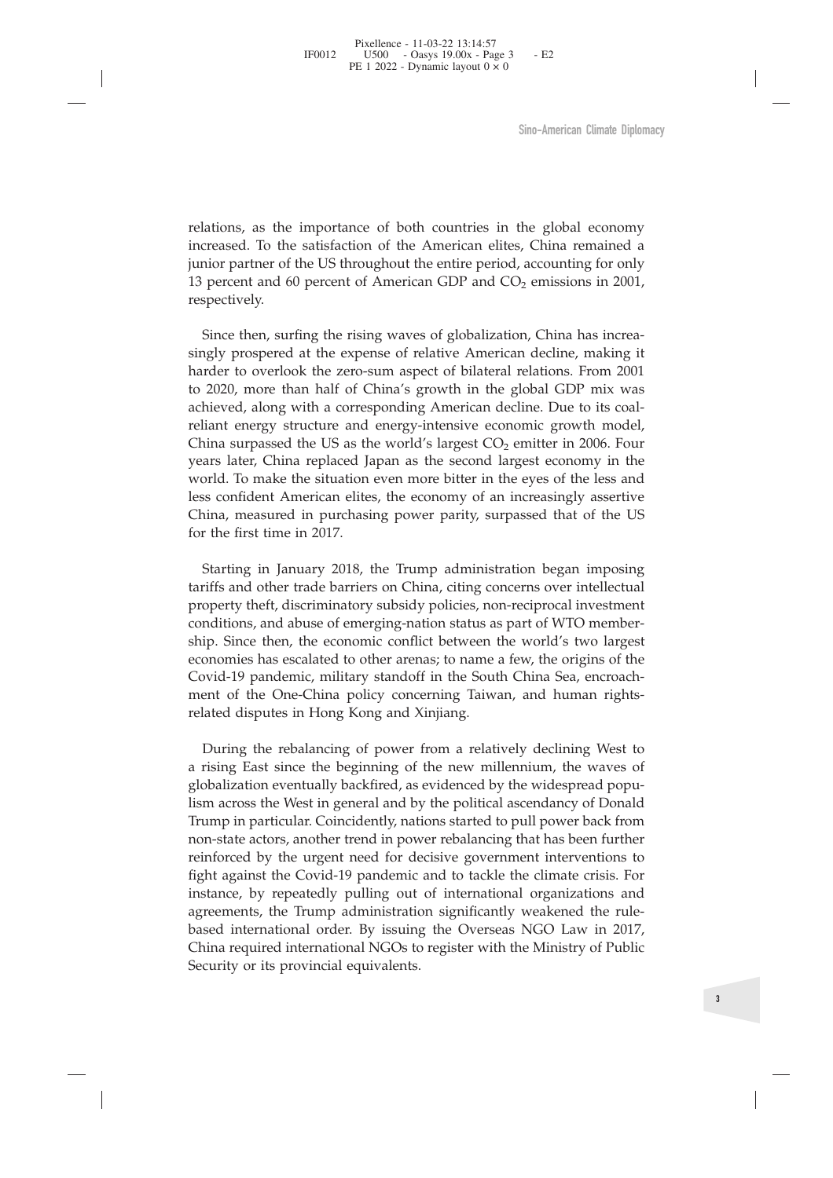relations, as the importance of both countries in the global economy increased. To the satisfaction of the American elites, China remained a junior partner of the US throughout the entire period, accounting for only 13 percent and 60 percent of American GDP and $CO_2$ emissions in 2001, respectively.

Since then, surfing the rising waves of globalization, China has increasingly prospered at the expense of relative American decline, making it harder to overlook the zero-sum aspect of bilateral relations. From 2001 to 2020, more than half of China's growth in the global GDP mix was achieved, along with a corresponding American decline. Due to its coal-reliant energy structure and energy-intensive economic growth model, China surpassed the US as the world's largest $CO_2$ emitter in 2006. Four years later, China replaced Japan as the second largest economy in the world. To make the situation even more bitter in the eyes of the less and less confident American elites, the economy of an increasingly assertive China, measured in purchasing power parity, surpassed that of the US for the first time in 2017.

Starting in January 2018, the Trump administration began imposing tariffs and other trade barriers on China, citing concerns over intellectual property theft, discriminatory subsidy policies, non-reciprocal investment conditions, and abuse of emerging-nation status as part of WTO membership. Since then, the economic conflict between the world's two largest economies has escalated to other arenas; to name a few, the origins of the Covid-19 pandemic, military standoff in the South China Sea, encroachment of the One-China policy concerning Taiwan, and human rights-related disputes in Hong Kong and Xinjiang.

During the rebalancing of power from a relatively declining West to a rising East since the beginning of the new millennium, the waves of globalization eventually backfired, as evidenced by the widespread populism across the West in general and by the political ascendancy of Donald Trump in particular. Coincidently, nations started to pull power back from non-state actors, another trend in power rebalancing that has been further reinforced by the urgent need for decisive government interventions to fight against the Covid-19 pandemic and to tackle the climate crisis. For instance, by repeatedly pulling out of international organizations and agreements, the Trump administration significantly weakened the rule-based international order. By issuing the Overseas NGO Law in 2017, China required international NGOs to register with the Ministry of Public Security or its provincial equivalents.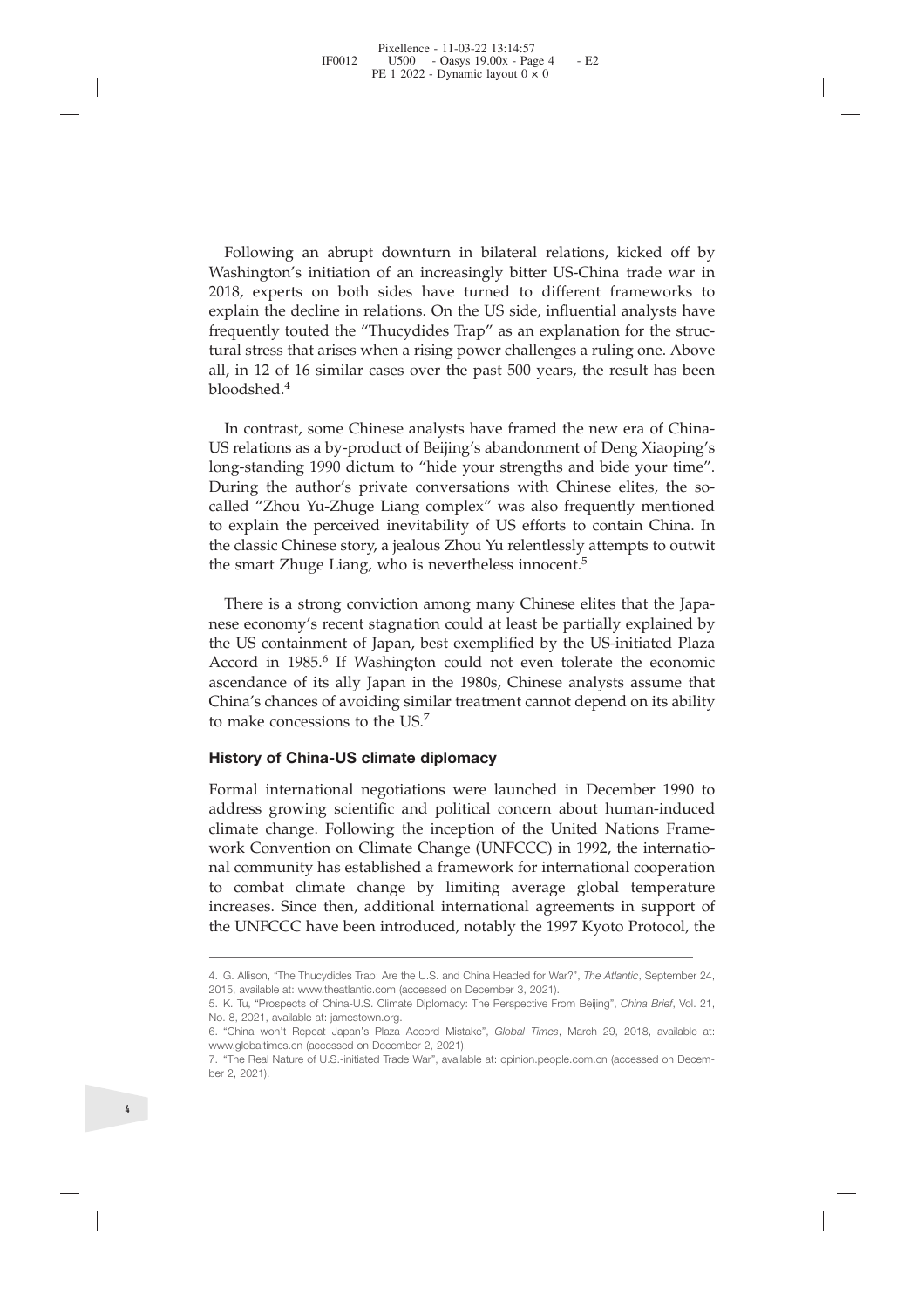Following an abrupt downturn in bilateral relations, kicked off by Washington's initiation of an increasingly bitter US-China trade war in 2018, experts on both sides have turned to different frameworks to explain the decline in relations. On the US side, influential analysts have frequently touted the "Thucydides Trap" as an explanation for the structural stress that arises when a rising power challenges a ruling one. Above all, in 12 of 16 similar cases over the past 500 years, the result has been bloodshed.[4]

In contrast, some Chinese analysts have framed the new era of China-US relations as a by-product of Beijing's abandonment of Deng Xiaoping's long-standing 1990 dictum to "hide your strengths and bide your time". During the author's private conversations with Chinese elites, the so-called "Zhou Yu-Zhuge Liang complex" was also frequently mentioned to explain the perceived inevitability of US efforts to contain China. In the classic Chinese story, a jealous Zhou Yu relentlessly attempts to outwit the smart Zhuge Liang, who is nevertheless innocent.[5]

There is a strong conviction among many Chinese elites that the Japanese economy's recent stagnation could at least be partially explained by the US containment of Japan, best exemplified by the US-initiated Plaza Accord in 1985.[6] If Washington could not even tolerate the economic ascendance of its ally Japan in the 1980s, Chinese analysts assume that China's chances of avoiding similar treatment cannot depend on its ability to make concessions to the US.[7]

### History of China-US climate diplomacy

Formal international negotiations were launched in December 1990 to address growing scientific and political concern about human-induced climate change. Following the inception of the United Nations Framework Convention on Climate Change (UNFCCC) in 1992, the international community has established a framework for international cooperation to combat climate change by limiting average global temperature increases. Since then, additional international agreements in support of the UNFCCC have been introduced, notably the 1997 Kyoto Protocol, the

---

4. G. Allison, "The Thucydides Trap: Are the U.S. and China Headed for War?", *The Atlantic*, September 24, 2015, available at: www.theatlantic.com (accessed on December 3, 2021).

5. K. Tu, "Prospects of China-U.S. Climate Diplomacy: The Perspective From Beijing", *China Brief*, Vol. 21, No. 8, 2021, available at: jamestown.org.

6. "China won't Repeat Japan's Plaza Accord Mistake", *Global Times*, March 29, 2018, available at: www.globaltimes.cn (accessed on December 2, 2021).

7. "The Real Nature of U.S.-initiated Trade War", available at: opinion.people.com.cn (accessed on December 2, 2021).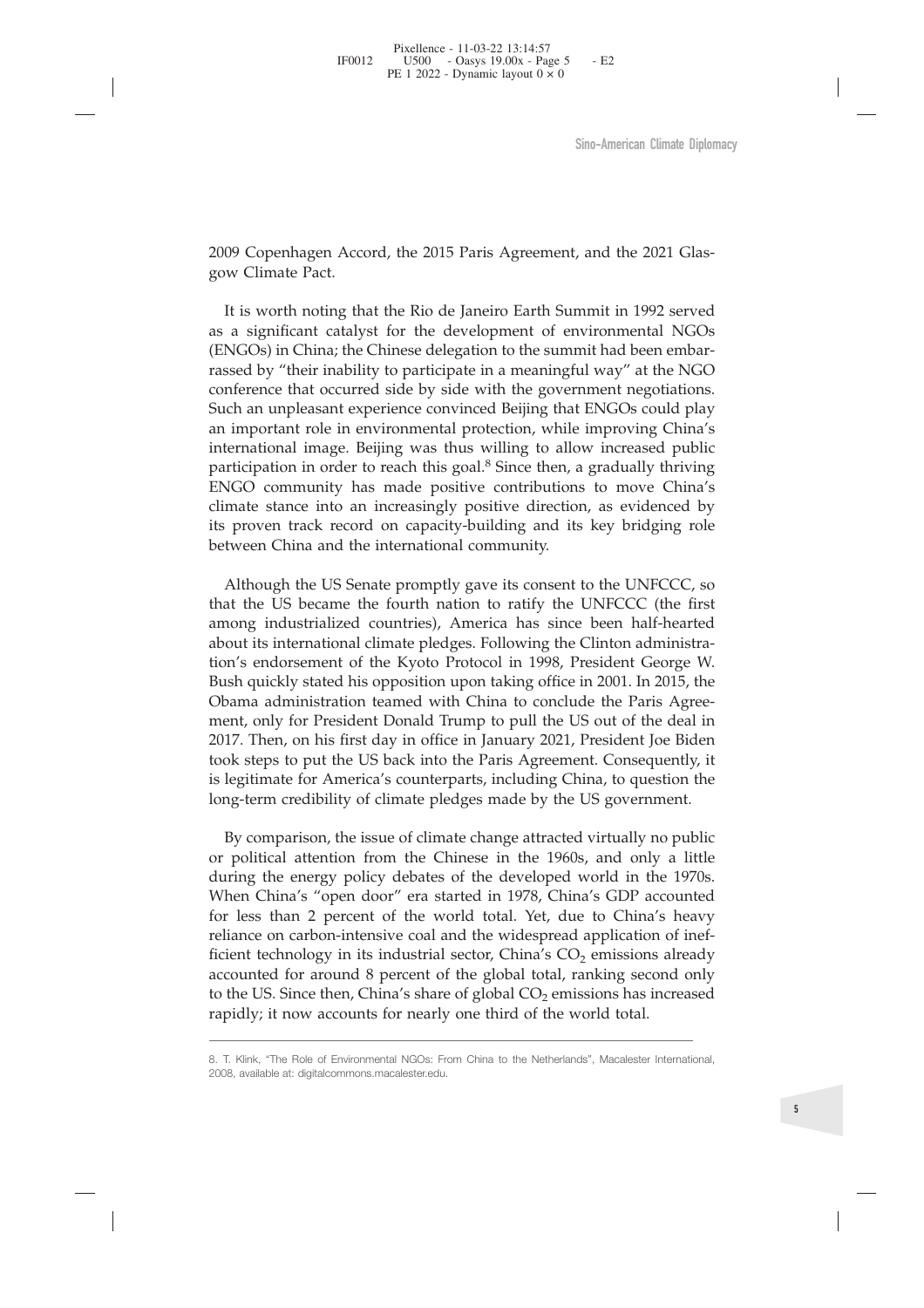2009 Copenhagen Accord, the 2015 Paris Agreement, and the 2021 Glasgow Climate Pact.

It is worth noting that the Rio de Janeiro Earth Summit in 1992 served as a significant catalyst for the development of environmental NGOs (ENGOs) in China; the Chinese delegation to the summit had been embarrassed by "their inability to participate in a meaningful way" at the NGO conference that occurred side by side with the government negotiations. Such an unpleasant experience convinced Beijing that ENGOs could play an important role in environmental protection, while improving China's international image. Beijing was thus willing to allow increased public participation in order to reach this goal.[8] Since then, a gradually thriving ENGO community has made positive contributions to move China's climate stance into an increasingly positive direction, as evidenced by its proven track record on capacity-building and its key bridging role between China and the international community.

Although the US Senate promptly gave its consent to the UNFCCC, so that the US became the fourth nation to ratify the UNFCCC (the first among industrialized countries), America has since been half-hearted about its international climate pledges. Following the Clinton administration's endorsement of the Kyoto Protocol in 1998, President George W. Bush quickly stated his opposition upon taking office in 2001. In 2015, the Obama administration teamed with China to conclude the Paris Agreement, only for President Donald Trump to pull the US out of the deal in 2017. Then, on his first day in office in January 2021, President Joe Biden took steps to put the US back into the Paris Agreement. Consequently, it is legitimate for America's counterparts, including China, to question the long-term credibility of climate pledges made by the US government.

By comparison, the issue of climate change attracted virtually no public or political attention from the Chinese in the 1960s, and only a little during the energy policy debates of the developed world in the 1970s. When China's "open door" era started in 1978, China's GDP accounted for less than 2 percent of the world total. Yet, due to China's heavy reliance on carbon-intensive coal and the widespread application of inefficient technology in its industrial sector, China's $CO_2$ emissions already accounted for around 8 percent of the global total, ranking second only to the US. Since then, China's share of global $CO_2$ emissions has increased rapidly; it now accounts for nearly one third of the world total.

---

8. T. Klink, "The Role of Environmental NGOs: From China to the Netherlands", Macalester International, 2008, available at: digitalcommons.macalester.edu.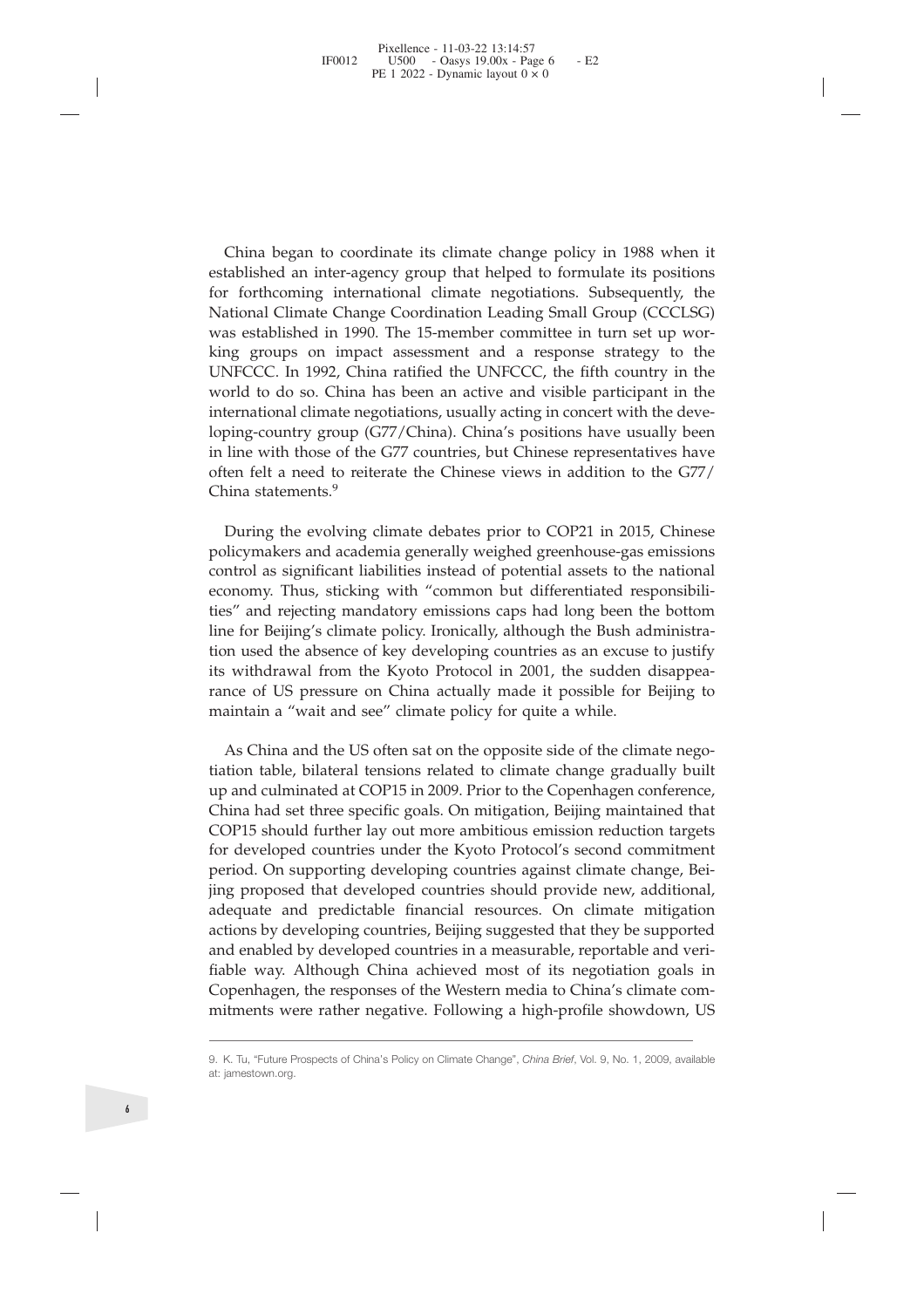China began to coordinate its climate change policy in 1988 when it established an inter-agency group that helped to formulate its positions for forthcoming international climate negotiations. Subsequently, the National Climate Change Coordination Leading Small Group (CCCLSG) was established in 1990. The 15-member committee in turn set up working groups on impact assessment and a response strategy to the UNFCCC. In 1992, China ratified the UNFCCC, the fifth country in the world to do so. China has been an active and visible participant in the international climate negotiations, usually acting in concert with the developing-country group (G77/China). China's positions have usually been in line with those of the G77 countries, but Chinese representatives have often felt a need to reiterate the Chinese views in addition to the G77/China statements.[9]

During the evolving climate debates prior to COP21 in 2015, Chinese policymakers and academia generally weighed greenhouse-gas emissions control as significant liabilities instead of potential assets to the national economy. Thus, sticking with "common but differentiated responsibilities" and rejecting mandatory emissions caps had long been the bottom line for Beijing's climate policy. Ironically, although the Bush administration used the absence of key developing countries as an excuse to justify its withdrawal from the Kyoto Protocol in 2001, the sudden disappearance of US pressure on China actually made it possible for Beijing to maintain a "wait and see" climate policy for quite a while.

As China and the US often sat on the opposite side of the climate negotiation table, bilateral tensions related to climate change gradually built up and culminated at COP15 in 2009. Prior to the Copenhagen conference, China had set three specific goals. On mitigation, Beijing maintained that COP15 should further lay out more ambitious emission reduction targets for developed countries under the Kyoto Protocol's second commitment period. On supporting developing countries against climate change, Beijing proposed that developed countries should provide new, additional, adequate and predictable financial resources. On climate mitigation actions by developing countries, Beijing suggested that they be supported and enabled by developed countries in a measurable, reportable and verifiable way. Although China achieved most of its negotiation goals in Copenhagen, the responses of the Western media to China's climate commitments were rather negative. Following a high-profile showdown, US

---

9. K. Tu, "Future Prospects of China's Policy on Climate Change", *China Brief*, Vol. 9, No. 1, 2009, available at: jamestown.org.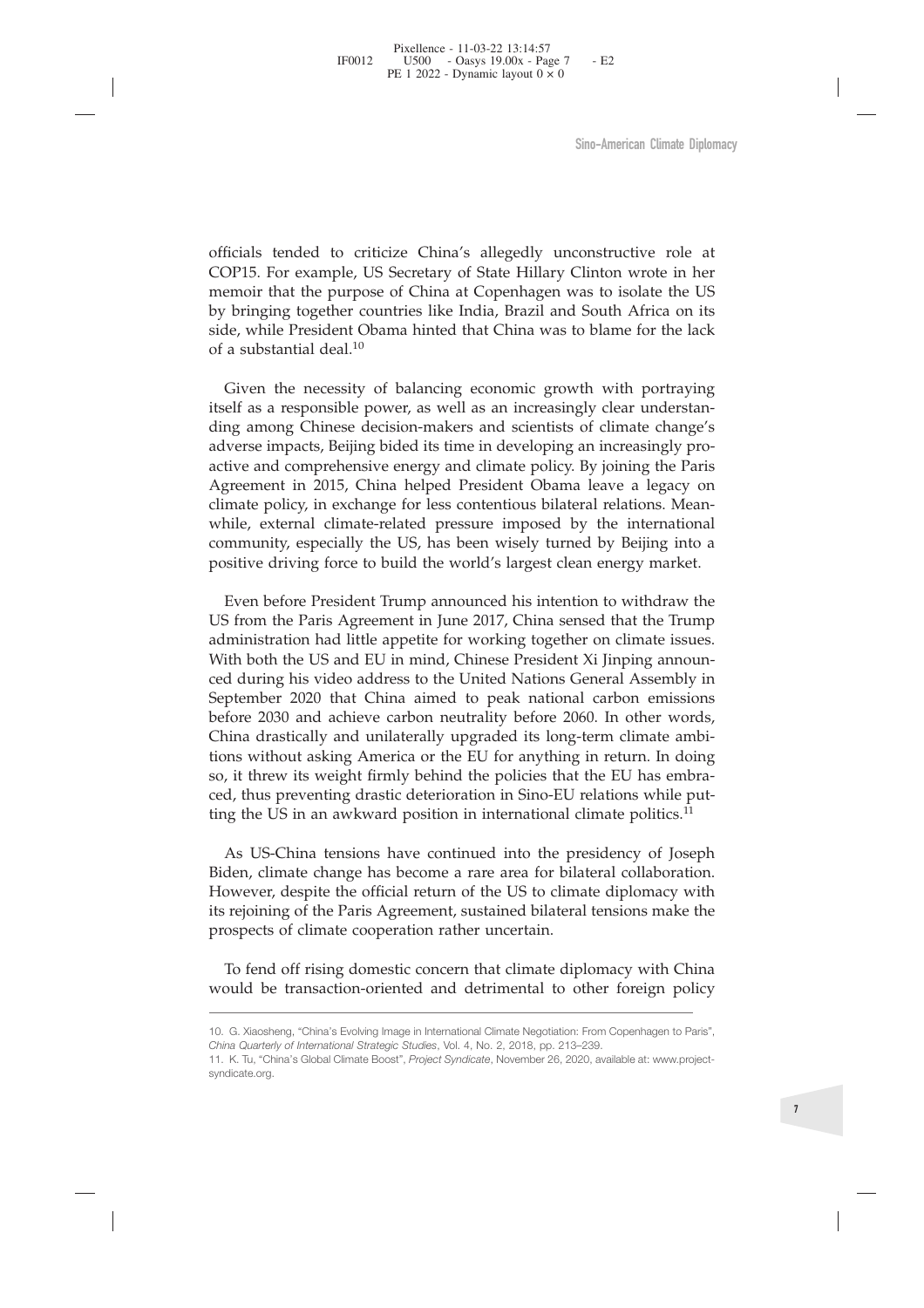officials tended to criticize China's allegedly unconstructive role at COP15. For example, US Secretary of State Hillary Clinton wrote in her memoir that the purpose of China at Copenhagen was to isolate the US by bringing together countries like India, Brazil and South Africa on its side, while President Obama hinted that China was to blame for the lack of a substantial deal.[10]

Given the necessity of balancing economic growth with portraying itself as a responsible power, as well as an increasingly clear understanding among Chinese decision-makers and scientists of climate change's adverse impacts, Beijing bided its time in developing an increasingly proactive and comprehensive energy and climate policy. By joining the Paris Agreement in 2015, China helped President Obama leave a legacy on climate policy, in exchange for less contentious bilateral relations. Meanwhile, external climate-related pressure imposed by the international community, especially the US, has been wisely turned by Beijing into a positive driving force to build the world's largest clean energy market.

Even before President Trump announced his intention to withdraw the US from the Paris Agreement in June 2017, China sensed that the Trump administration had little appetite for working together on climate issues. With both the US and EU in mind, Chinese President Xi Jinping announced during his video address to the United Nations General Assembly in September 2020 that China aimed to peak national carbon emissions before 2030 and achieve carbon neutrality before 2060. In other words, China drastically and unilaterally upgraded its long-term climate ambitions without asking America or the EU for anything in return. In doing so, it threw its weight firmly behind the policies that the EU has embraced, thus preventing drastic deterioration in Sino-EU relations while putting the US in an awkward position in international climate politics.[11]

As US-China tensions have continued into the presidency of Joseph Biden, climate change has become a rare area for bilateral collaboration. However, despite the official return of the US to climate diplomacy with its rejoining of the Paris Agreement, sustained bilateral tensions make the prospects of climate cooperation rather uncertain.

To fend off rising domestic concern that climate diplomacy with China would be transaction-oriented and detrimental to other foreign policy

---

10. G. Xiaosheng, "China's Evolving Image in International Climate Negotiation: From Copenhagen to Paris", *China Quarterly of International Strategic Studies*, Vol. 4, No. 2, 2018, pp. 213–239.

11. K. Tu, "China's Global Climate Boost", *Project Syndicate*, November 26, 2020, available at: www.project-syndicate.org.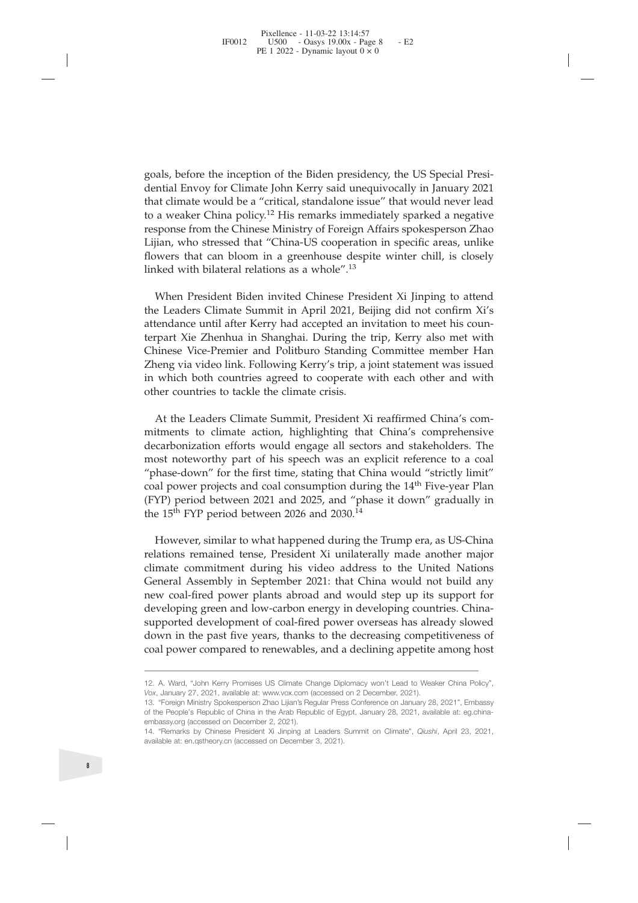goals, before the inception of the Biden presidency, the US Special Presidential Envoy for Climate John Kerry said unequivocally in January 2021 that climate would be a "critical, standalone issue" that would never lead to a weaker China policy.[12] His remarks immediately sparked a negative response from the Chinese Ministry of Foreign Affairs spokesperson Zhao Lijian, who stressed that "China-US cooperation in specific areas, unlike flowers that can bloom in a greenhouse despite winter chill, is closely linked with bilateral relations as a whole".[13]

When President Biden invited Chinese President Xi Jinping to attend the Leaders Climate Summit in April 2021, Beijing did not confirm Xi's attendance until after Kerry had accepted an invitation to meet his counterpart Xie Zhenhua in Shanghai. During the trip, Kerry also met with Chinese Vice-Premier and Politburo Standing Committee member Han Zheng via video link. Following Kerry's trip, a joint statement was issued in which both countries agreed to cooperate with each other and with other countries to tackle the climate crisis.

At the Leaders Climate Summit, President Xi reaffirmed China's commitments to climate action, highlighting that China's comprehensive decarbonization efforts would engage all sectors and stakeholders. The most noteworthy part of his speech was an explicit reference to a coal "phase-down" for the first time, stating that China would "strictly limit" coal power projects and coal consumption during the 14th Five-year Plan (FYP) period between 2021 and 2025, and "phase it down" gradually in the 15th FYP period between 2026 and 2030.[14]

However, similar to what happened during the Trump era, as US-China relations remained tense, President Xi unilaterally made another major climate commitment during his video address to the United Nations General Assembly in September 2021: that China would not build any new coal-fired power plants abroad and would step up its support for developing green and low-carbon energy in developing countries. China-supported development of coal-fired power overseas has already slowed down in the past five years, thanks to the decreasing competitiveness of coal power compared to renewables, and a declining appetite among host

---

12. A. Ward, "John Kerry Promises US Climate Change Diplomacy won't Lead to Weaker China Policy", *Vox*, January 27, 2021, available at: www.vox.com (accessed on 2 December, 2021).

13. "Foreign Ministry Spokesperson Zhao Lijian's Regular Press Conference on January 28, 2021", Embassy of the People's Republic of China in the Arab Republic of Egypt, January 28, 2021, available at: eg.china-embassy.org (accessed on December 2, 2021).

14. "Remarks by Chinese President Xi Jinping at Leaders Summit on Climate", *Qiushi*, April 23, 2021, available at: en.qstheory.cn (accessed on December 3, 2021).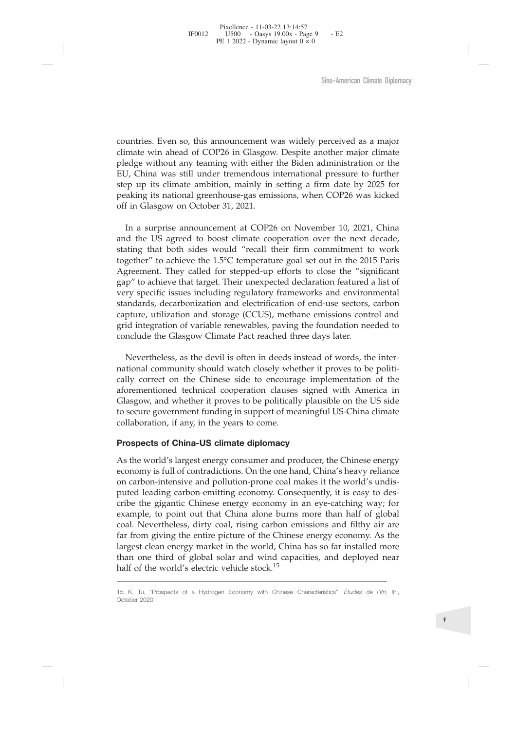countries. Even so, this announcement was widely perceived as a major climate win ahead of COP26 in Glasgow. Despite another major climate pledge without any teaming with either the Biden administration or the EU, China was still under tremendous international pressure to further step up its climate ambition, mainly in setting a firm date by 2025 for peaking its national greenhouse-gas emissions, when COP26 was kicked off in Glasgow on October 31, 2021.

In a surprise announcement at COP26 on November 10, 2021, China and the US agreed to boost climate cooperation over the next decade, stating that both sides would "recall their firm commitment to work together" to achieve the 1.5°C temperature goal set out in the 2015 Paris Agreement. They called for stepped-up efforts to close the "significant gap" to achieve that target. Their unexpected declaration featured a list of very specific issues including regulatory frameworks and environmental standards, decarbonization and electrification of end-use sectors, carbon capture, utilization and storage (CCUS), methane emissions control and grid integration of variable renewables, paving the foundation needed to conclude the Glasgow Climate Pact reached three days later.

Nevertheless, as the devil is often in deeds instead of words, the international community should watch closely whether it proves to be politically correct on the Chinese side to encourage implementation of the aforementioned technical cooperation clauses signed with America in Glasgow, and whether it proves to be politically plausible on the US side to secure government funding in support of meaningful US-China climate collaboration, if any, in the years to come.

## Prospects of China-US climate diplomacy

As the world's largest energy consumer and producer, the Chinese energy economy is full of contradictions. On the one hand, China's heavy reliance on carbon-intensive and pollution-prone coal makes it the world's undisputed leading carbon-emitting economy. Consequently, it is easy to describe the gigantic Chinese energy economy in an eye-catching way; for example, to point out that China alone burns more than half of global coal. Nevertheless, dirty coal, rising carbon emissions and filthy air are far from giving the entire picture of the Chinese energy economy. As the largest clean energy market in the world, China has so far installed more than one third of global solar and wind capacities, and deployed near half of the world's electric vehicle stock.[15]

---

15. K. Tu, "Prospects of a Hydrogen Economy with Chinese Characteristics", *Études de l'Ifri*, Ifri, October 2020.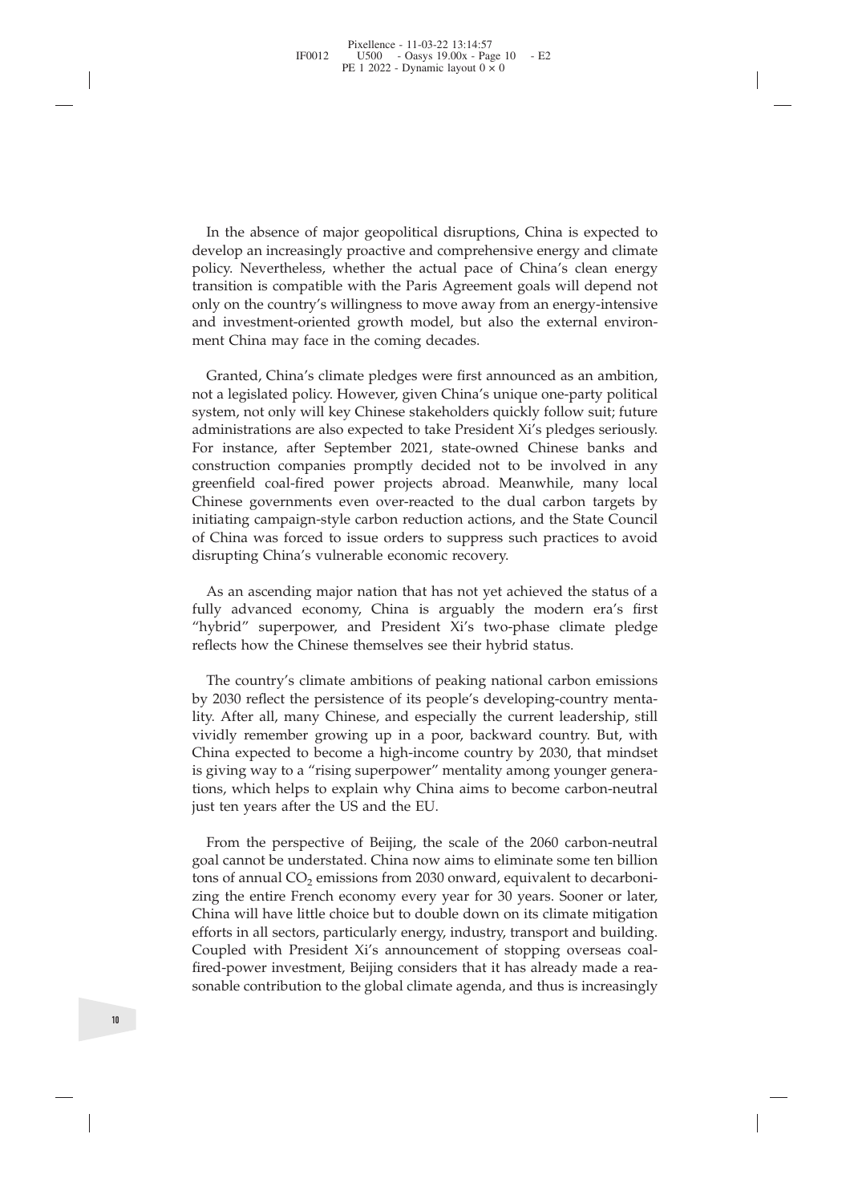In the absence of major geopolitical disruptions, China is expected to develop an increasingly proactive and comprehensive energy and climate policy. Nevertheless, whether the actual pace of China's clean energy transition is compatible with the Paris Agreement goals will depend not only on the country's willingness to move away from an energy-intensive and investment-oriented growth model, but also the external environment China may face in the coming decades.

Granted, China's climate pledges were first announced as an ambition, not a legislated policy. However, given China's unique one-party political system, not only will key Chinese stakeholders quickly follow suit; future administrations are also expected to take President Xi's pledges seriously. For instance, after September 2021, state-owned Chinese banks and construction companies promptly decided not to be involved in any greenfield coal-fired power projects abroad. Meanwhile, many local Chinese governments even over-reacted to the dual carbon targets by initiating campaign-style carbon reduction actions, and the State Council of China was forced to issue orders to suppress such practices to avoid disrupting China's vulnerable economic recovery.

As an ascending major nation that has not yet achieved the status of a fully advanced economy, China is arguably the modern era's first "hybrid" superpower, and President Xi's two-phase climate pledge reflects how the Chinese themselves see their hybrid status.

The country's climate ambitions of peaking national carbon emissions by 2030 reflect the persistence of its people's developing-country mentality. After all, many Chinese, and especially the current leadership, still vividly remember growing up in a poor, backward country. But, with China expected to become a high-income country by 2030, that mindset is giving way to a "rising superpower" mentality among younger generations, which helps to explain why China aims to become carbon-neutral just ten years after the US and the EU.

From the perspective of Beijing, the scale of the 2060 carbon-neutral goal cannot be understated. China now aims to eliminate some ten billion tons of annual $CO_2$ emissions from 2030 onward, equivalent to decarbonizing the entire French economy every year for 30 years. Sooner or later, China will have little choice but to double down on its climate mitigation efforts in all sectors, particularly energy, industry, transport and building. Coupled with President Xi's announcement of stopping overseas coal-fired-power investment, Beijing considers that it has already made a reasonable contribution to the global climate agenda, and thus is increasingly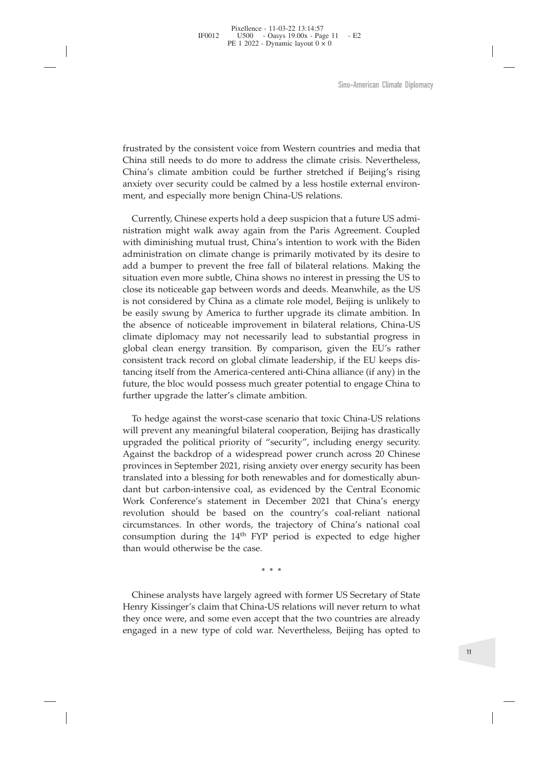frustrated by the consistent voice from Western countries and media that China still needs to do more to address the climate crisis. Nevertheless, China's climate ambition could be further stretched if Beijing's rising anxiety over security could be calmed by a less hostile external environment, and especially more benign China-US relations.

Currently, Chinese experts hold a deep suspicion that a future US administration might walk away again from the Paris Agreement. Coupled with diminishing mutual trust, China's intention to work with the Biden administration on climate change is primarily motivated by its desire to add a bumper to prevent the free fall of bilateral relations. Making the situation even more subtle, China shows no interest in pressing the US to close its noticeable gap between words and deeds. Meanwhile, as the US is not considered by China as a climate role model, Beijing is unlikely to be easily swung by America to further upgrade its climate ambition. In the absence of noticeable improvement in bilateral relations, China-US climate diplomacy may not necessarily lead to substantial progress in global clean energy transition. By comparison, given the EU's rather consistent track record on global climate leadership, if the EU keeps distancing itself from the America-centered anti-China alliance (if any) in the future, the bloc would possess much greater potential to engage China to further upgrade the latter's climate ambition.

To hedge against the worst-case scenario that toxic China-US relations will prevent any meaningful bilateral cooperation, Beijing has drastically upgraded the political priority of "security", including energy security. Against the backdrop of a widespread power crunch across 20 Chinese provinces in September 2021, rising anxiety over energy security has been translated into a blessing for both renewables and for domestically abundant but carbon-intensive coal, as evidenced by the Central Economic Work Conference's statement in December 2021 that China's energy revolution should be based on the country's coal-reliant national circumstances. In other words, the trajectory of China's national coal consumption during the 14$^{th}$ FYP period is expected to edge higher than would otherwise be the case.

\* \* \*

Chinese analysts have largely agreed with former US Secretary of State Henry Kissinger's claim that China-US relations will never return to what they once were, and some even accept that the two countries are already engaged in a new type of cold war. Nevertheless, Beijing has opted to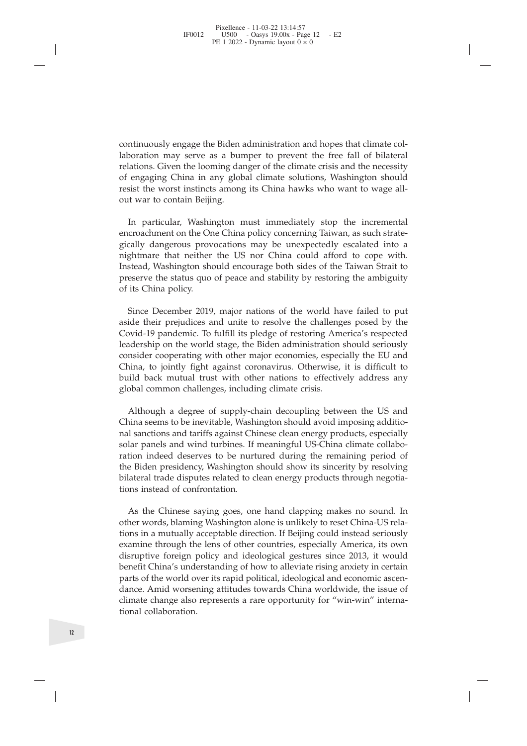continuously engage the Biden administration and hopes that climate collaboration may serve as a bumper to prevent the free fall of bilateral relations. Given the looming danger of the climate crisis and the necessity of engaging China in any global climate solutions, Washington should resist the worst instincts among its China hawks who want to wage all-out war to contain Beijing.

In particular, Washington must immediately stop the incremental encroachment on the One China policy concerning Taiwan, as such strategically dangerous provocations may be unexpectedly escalated into a nightmare that neither the US nor China could afford to cope with. Instead, Washington should encourage both sides of the Taiwan Strait to preserve the status quo of peace and stability by restoring the ambiguity of its China policy.

Since December 2019, major nations of the world have failed to put aside their prejudices and unite to resolve the challenges posed by the Covid-19 pandemic. To fulfill its pledge of restoring America's respected leadership on the world stage, the Biden administration should seriously consider cooperating with other major economies, especially the EU and China, to jointly fight against coronavirus. Otherwise, it is difficult to build back mutual trust with other nations to effectively address any global common challenges, including climate crisis.

Although a degree of supply-chain decoupling between the US and China seems to be inevitable, Washington should avoid imposing additional sanctions and tariffs against Chinese clean energy products, especially solar panels and wind turbines. If meaningful US-China climate collaboration indeed deserves to be nurtured during the remaining period of the Biden presidency, Washington should show its sincerity by resolving bilateral trade disputes related to clean energy products through negotiations instead of confrontation.

As the Chinese saying goes, one hand clapping makes no sound. In other words, blaming Washington alone is unlikely to reset China-US relations in a mutually acceptable direction. If Beijing could instead seriously examine through the lens of other countries, especially America, its own disruptive foreign policy and ideological gestures since 2013, it would benefit China's understanding of how to alleviate rising anxiety in certain parts of the world over its rapid political, ideological and economic ascendance. Amid worsening attitudes towards China worldwide, the issue of climate change also represents a rare opportunity for "win-win" international collaboration.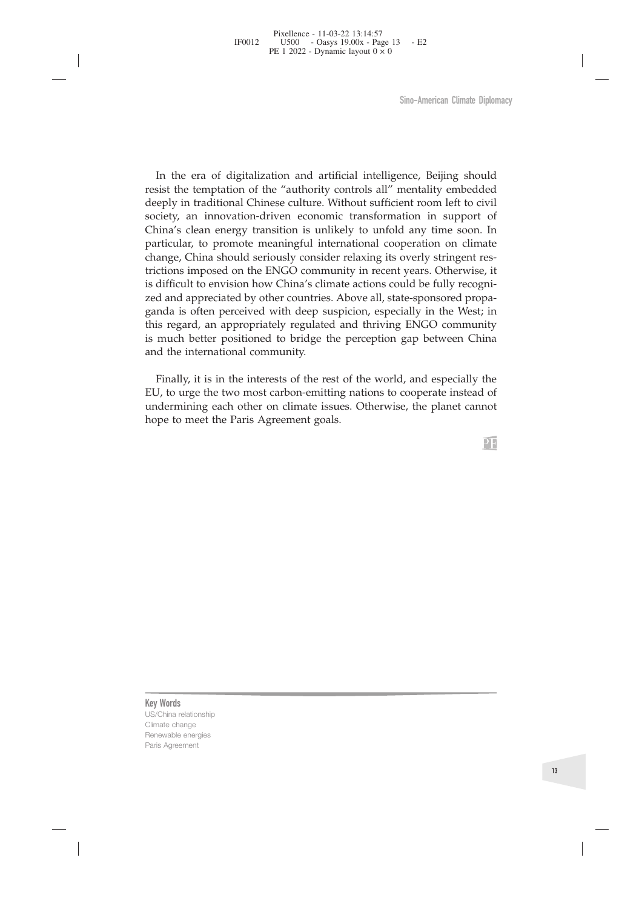In the era of digitalization and artificial intelligence, Beijing should resist the temptation of the "authority controls all" mentality embedded deeply in traditional Chinese culture. Without sufficient room left to civil society, an innovation-driven economic transformation in support of China's clean energy transition is unlikely to unfold any time soon. In particular, to promote meaningful international cooperation on climate change, China should seriously consider relaxing its overly stringent restrictions imposed on the ENGO community in recent years. Otherwise, it is difficult to envision how China's climate actions could be fully recognized and appreciated by other countries. Above all, state-sponsored propaganda is often perceived with deep suspicion, especially in the West; in this regard, an appropriately regulated and thriving ENGO community is much better positioned to bridge the perception gap between China and the international community.

Finally, it is in the interests of the rest of the world, and especially the EU, to urge the two most carbon-emitting nations to cooperate instead of undermining each other on climate issues. Otherwise, the planet cannot hope to meet the Paris Agreement goals.

**Key Words**
US/China relationship
Climate change
Renewable energies
Paris Agreement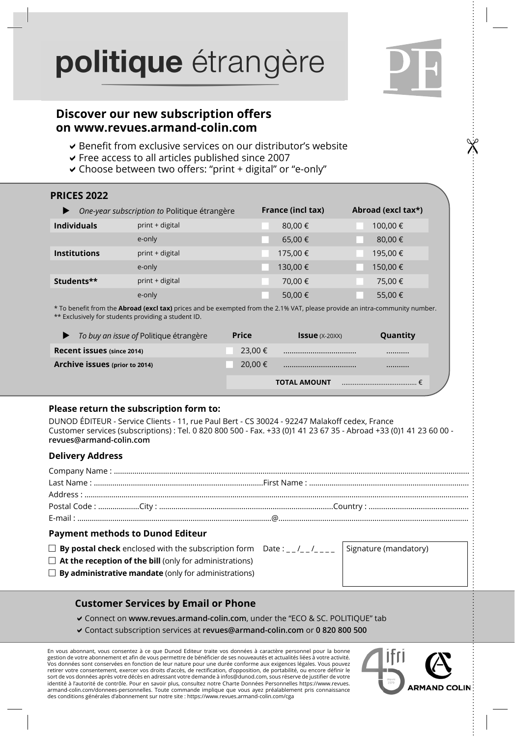# politique étrangère

## Discover our new subscription offers on www.revues.armand-colin.com

- Benefit from exclusive services on our distributor's website
- Free access to all articles published since 2007
- Choose between two offers: "print + digital" or "e-only"

### PRICES 2022

| *One-year subscription to* Politique étrangère | | France (incl tax) | Abroad (excl tax*) |
|---|---|---|---|
| **Individuals** | print + digital | 80,00 € | 100,00 € |
| | e-only | 65,00 € | 80,00 € |
| **Institutions** | print + digital | 175,00 € | 195,00 € |
| | e-only | 130,00 € | 150,00 € |
| **Students**** | print + digital | 70,00 € | 75,00 € |
| | e-only | 50,00 € | 55,00 € |

* To benefit from the **Abroad (excl tax)** prices and be exempted from the 2.1% VAT, please provide an intra-community number.
** Exclusively for students providing a student ID.

| *To buy an issue of* Politique étrangère | Price | Issue (X-20XX) | Quantity |
|---|---|---|---|
| **Recent issues (since 2014)** | 23,00 € | ................................... | ........... |
| **Archive issues (prior to 2014)** | 20,00 € | ................................... | ........... |
| | | **TOTAL AMOUNT** | ........................................ € |

### Please return the subscription form to:

DUNOD ÉDITEUR - Service Clients - 11, rue Paul Bert - CS 30024 - 92247 Malakoff cedex, France
Customer services (subscriptions) : Tel. 0 820 800 500 - Fax. +33 (0)1 41 23 67 35 - Abroad +33 (0)1 41 23 60 00 - **revues@armand-colin.com**

### Delivery Address

Company Name : ..........................................................................................................
Last Name : ..................................................................................First Name : ............................................................................
Address : ..........................................................................................................
Postal Code : ....................City : ....................................................................................Country : ................................................
E-mail : ................................................................................................@...........................................................................................

### Payment methods to Dunod Editeur

- ☐ **By postal check** enclosed with the subscription form
- ☐ **At the reception of the bill** (only for administrations)
- ☐ **By administrative mandate** (only for administrations)

Date : _ _ /_ _ /_ _ _ _

Signature (mandatory)

### Customer Services by Email or Phone

- Connect on **www.revues.armand-colin.com**, under the "ECO & SC. POLITIQUE" tab
- Contact subscription services at **revues@armand-colin.com** or **0 820 800 500**

En vous abonnant, vous consentez à ce que Dunod Editeur traite vos données à caractère personnel pour la bonne gestion de votre abonnement et afin de vous permettre de bénéficier de ses nouveautés et actualités liées à votre activité. Vos données sont conservées en fonction de leur nature pour une durée conforme aux exigences légales. Vous pouvez retirer votre consentement, exercer vos droits d'accès, de rectification, d'opposition, de portabilité, ou encore définir le sort de vos données après votre décès en adressant votre demande à infos@dunod.com, sous réserve de justifier de votre identité à l'autorité de contrôle. Pour en savoir plus, consultez notre Charte Données Personnelles https://www.revues.armand-colin.com/donnees-personnelles. Toute commande implique que vous ayez préalablement pris connaissance des conditions générales d'abonnement sur notre site : https://www.revues.armand-colin.com/cga

ifri depuis 1979 — ARMAND COLIN